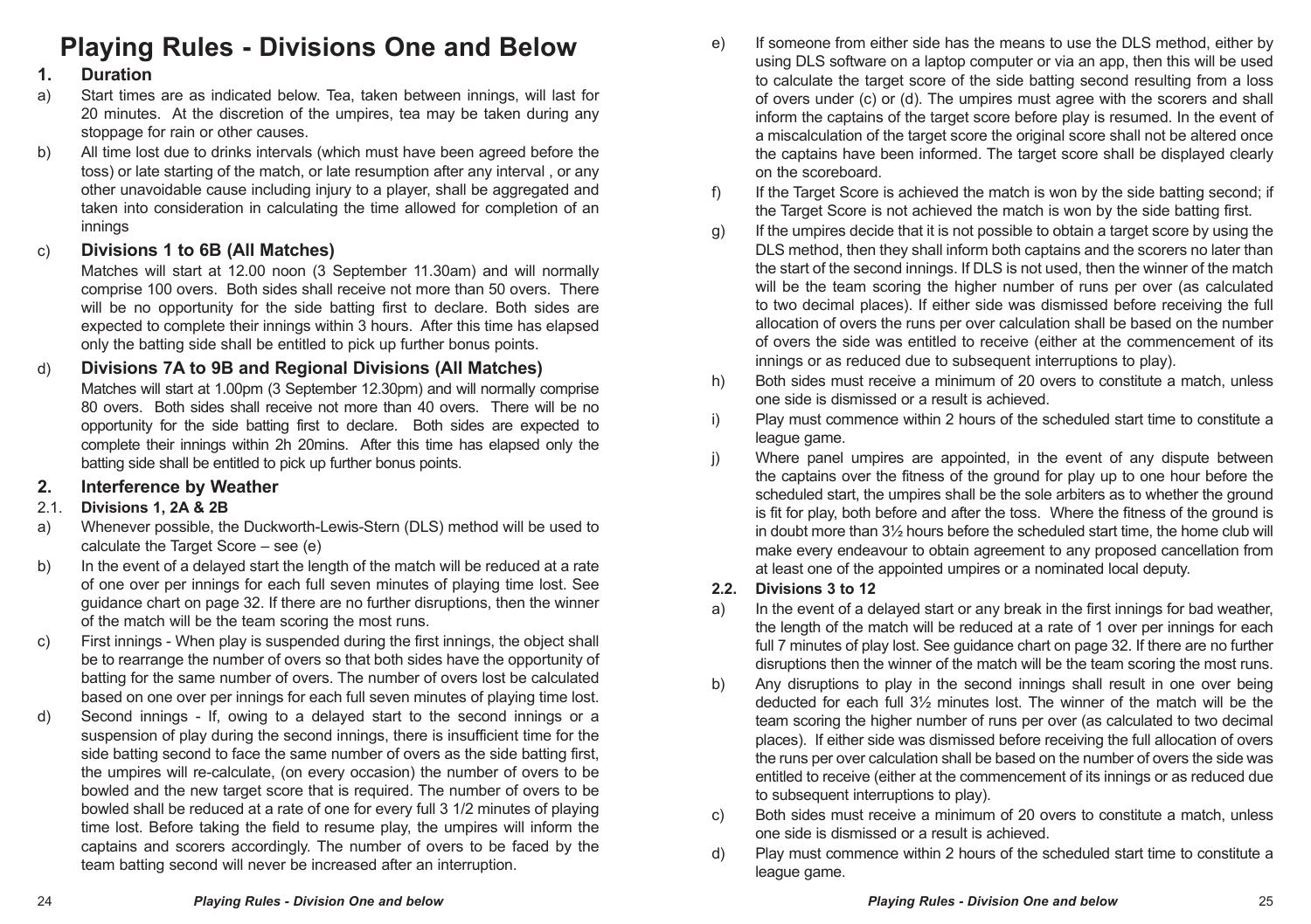# Playing Rules - Divisions One and Below

## 1. Duration

a) Start times are as indicated below. Tea, taken between innings, will last for 20 minutes. At the discretion of the umpires, tea may be taken during any stoppage for rain or other causes.

b) All time lost due to drinks intervals (which must have been agreed before the toss) or late starting of the match, or late resumption after any interval , or any other unavoidable cause including injury to a player, shall be aggregated and taken into consideration in calculating the time allowed for completion of an innings

c) **Divisions 1 to 6B (All Matches)**

Matches will start at 12.00 noon (3 September 11.30am) and will normally comprise 100 overs. Both sides shall receive not more than 50 overs. There will be no opportunity for the side batting first to declare. Both sides are expected to complete their innings within 3 hours. After this time has elapsed only the batting side shall be entitled to pick up further bonus points.

d) **Divisions 7A to 9B and Regional Divisions (All Matches)**

Matches will start at 1.00pm (3 September 12.30pm) and will normally comprise 80 overs. Both sides shall receive not more than 40 overs. There will be no opportunity for the side batting first to declare. Both sides are expected to complete their innings within 2h 20mins. After this time has elapsed only the batting side shall be entitled to pick up further bonus points.

## 2. Interference by Weather

### 2.1. Divisions 1, 2A & 2B

a) Whenever possible, the Duckworth-Lewis-Stern (DLS) method will be used to calculate the Target Score – see (e)

b) In the event of a delayed start the length of the match will be reduced at a rate of one over per innings for each full seven minutes of playing time lost. See guidance chart on page 32. If there are no further disruptions, then the winner of the match will be the team scoring the most runs.

c) First innings - When play is suspended during the first innings, the object shall be to rearrange the number of overs so that both sides have the opportunity of batting for the same number of overs. The number of overs lost be calculated based on one over per innings for each full seven minutes of playing time lost.

d) Second innings - If, owing to a delayed start to the second innings or a suspension of play during the second innings, there is insufficient time for the side batting second to face the same number of overs as the side batting first, the umpires will re-calculate, (on every occasion) the number of overs to be bowled and the new target score that is required. The number of overs to be bowled shall be reduced at a rate of one for every full 3 1/2 minutes of playing time lost. Before taking the field to resume play, the umpires will inform the captains and scorers accordingly. The number of overs to be faced by the team batting second will never be increased after an interruption.

e) If someone from either side has the means to use the DLS method, either by using DLS software on a laptop computer or via an app, then this will be used to calculate the target score of the side batting second resulting from a loss of overs under (c) or (d). The umpires must agree with the scorers and shall inform the captains of the target score before play is resumed. In the event of a miscalculation of the target score the original score shall not be altered once the captains have been informed. The target score shall be displayed clearly on the scoreboard.

f) If the Target Score is achieved the match is won by the side batting second; if the Target Score is not achieved the match is won by the side batting first.

g) If the umpires decide that it is not possible to obtain a target score by using the DLS method, then they shall inform both captains and the scorers no later than the start of the second innings. If DLS is not used, then the winner of the match will be the team scoring the higher number of runs per over (as calculated to two decimal places). If either side was dismissed before receiving the full allocation of overs the runs per over calculation shall be based on the number of overs the side was entitled to receive (either at the commencement of its innings or as reduced due to subsequent interruptions to play).

h) Both sides must receive a minimum of 20 overs to constitute a match, unless one side is dismissed or a result is achieved.

i) Play must commence within 2 hours of the scheduled start time to constitute a league game.

j) Where panel umpires are appointed, in the event of any dispute between the captains over the fitness of the ground for play up to one hour before the scheduled start, the umpires shall be the sole arbiters as to whether the ground is fit for play, both before and after the toss. Where the fitness of the ground is in doubt more than 3½ hours before the scheduled start time, the home club will make every endeavour to obtain agreement to any proposed cancellation from at least one of the appointed umpires or a nominated local deputy.

### 2.2. Divisions 3 to 12

a) In the event of a delayed start or any break in the first innings for bad weather, the length of the match will be reduced at a rate of 1 over per innings for each full 7 minutes of play lost. See guidance chart on page 32. If there are no further disruptions then the winner of the match will be the team scoring the most runs.

b) Any disruptions to play in the second innings shall result in one over being deducted for each full 3½ minutes lost. The winner of the match will be the team scoring the higher number of runs per over (as calculated to two decimal places). If either side was dismissed before receiving the full allocation of overs the runs per over calculation shall be based on the number of overs the side was entitled to receive (either at the commencement of its innings or as reduced due to subsequent interruptions to play).

c) Both sides must receive a minimum of 20 overs to constitute a match, unless one side is dismissed or a result is achieved.

d) Play must commence within 2 hours of the scheduled start time to constitute a league game.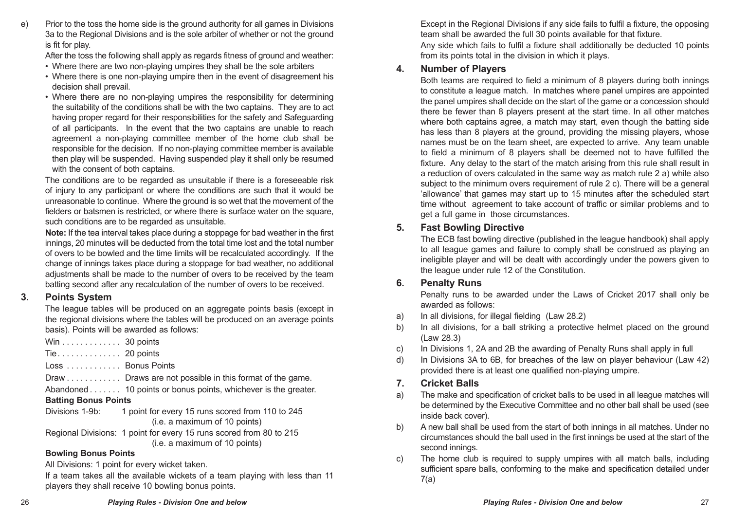e) Prior to the toss the home side is the ground authority for all games in Divisions 3a to the Regional Divisions and is the sole arbiter of whether or not the ground is fit for play.

After the toss the following shall apply as regards fitness of ground and weather:

- Where there are two non-playing umpires they shall be the sole arbiters
- Where there is one non-playing umpire then in the event of disagreement his decision shall prevail.
- Where there are no non-playing umpires the responsibility for determining the suitability of the conditions shall be with the two captains. They are to act having proper regard for their responsibilities for the safety and Safeguarding of all participants. In the event that the two captains are unable to reach agreement a non-playing committee member of the home club shall be responsible for the decision. If no non-playing committee member is available then play will be suspended. Having suspended play it shall only be resumed with the consent of both captains.

The conditions are to be regarded as unsuitable if there is a foreseeable risk of injury to any participant or where the conditions are such that it would be unreasonable to continue. Where the ground is so wet that the movement of the fielders or batsmen is restricted, or where there is surface water on the square, such conditions are to be regarded as unsuitable.

**Note:** If the tea interval takes place during a stoppage for bad weather in the first innings, 20 minutes will be deducted from the total time lost and the total number of overs to be bowled and the time limits will be recalculated accordingly. If the change of innings takes place during a stoppage for bad weather, no additional adjustments shall be made to the number of overs to be received by the team batting second after any recalculation of the number of overs to be received.

## 3. Points System

The league tables will be produced on an aggregate points basis (except in the regional divisions where the tables will be produced on an average points basis). Points will be awarded as follows:

Win . . . . . . . . . . . . 30 points

Tie . . . . . . . . . . . . . 20 points

Loss . . . . . . . . . . . . Bonus Points

Draw . . . . . . . . . . . . Draws are not possible in this format of the game.

Abandoned . . . . . . . 10 points or bonus points, whichever is the greater.

**Batting Bonus Points**

Divisions 1-9b: 1 point for every 15 runs scored from 110 to 245 (i.e. a maximum of 10 points)

Regional Divisions: 1 point for every 15 runs scored from 80 to 215 (i.e. a maximum of 10 points)

**Bowling Bonus Points**

All Divisions: 1 point for every wicket taken.

If a team takes all the available wickets of a team playing with less than 11 players they shall receive 10 bowling bonus points.

Except in the Regional Divisions if any side fails to fulfil a fixture, the opposing team shall be awarded the full 30 points available for that fixture.

Any side which fails to fulfil a fixture shall additionally be deducted 10 points from its points total in the division in which it plays.

## 4. Number of Players

Both teams are required to field a minimum of 8 players during both innings to constitute a league match. In matches where panel umpires are appointed the panel umpires shall decide on the start of the game or a concession should there be fewer than 8 players present at the start time. In all other matches where both captains agree, a match may start, even though the batting side has less than 8 players at the ground, providing the missing players, whose names must be on the team sheet, are expected to arrive. Any team unable to field a minimum of 8 players shall be deemed not to have fulfilled the fixture. Any delay to the start of the match arising from this rule shall result in a reduction of overs calculated in the same way as match rule 2 a) while also subject to the minimum overs requirement of rule 2 c). There will be a general 'allowance' that games may start up to 15 minutes after the scheduled start time without agreement to take account of traffic or similar problems and to get a full game in those circumstances.

## 5. Fast Bowling Directive

The ECB fast bowling directive (published in the league handbook) shall apply to all league games and failure to comply shall be construed as playing an ineligible player and will be dealt with accordingly under the powers given to the league under rule 12 of the Constitution.

## 6. Penalty Runs

Penalty runs to be awarded under the Laws of Cricket 2017 shall only be awarded as follows:

a) In all divisions, for illegal fielding (Law 28.2)

b) In all divisions, for a ball striking a protective helmet placed on the ground (Law 28.3)

c) In Divisions 1, 2A and 2B the awarding of Penalty Runs shall apply in full

d) In Divisions 3A to 6B, for breaches of the law on player behaviour (Law 42) provided there is at least one qualified non-playing umpire.

## 7. Cricket Balls

a) The make and specification of cricket balls to be used in all league matches will be determined by the Executive Committee and no other ball shall be used (see inside back cover).

b) A new ball shall be used from the start of both innings in all matches. Under no circumstances should the ball used in the first innings be used at the start of the second innings.

c) The home club is required to supply umpires with all match balls, including sufficient spare balls, conforming to the make and specification detailed under 7(a)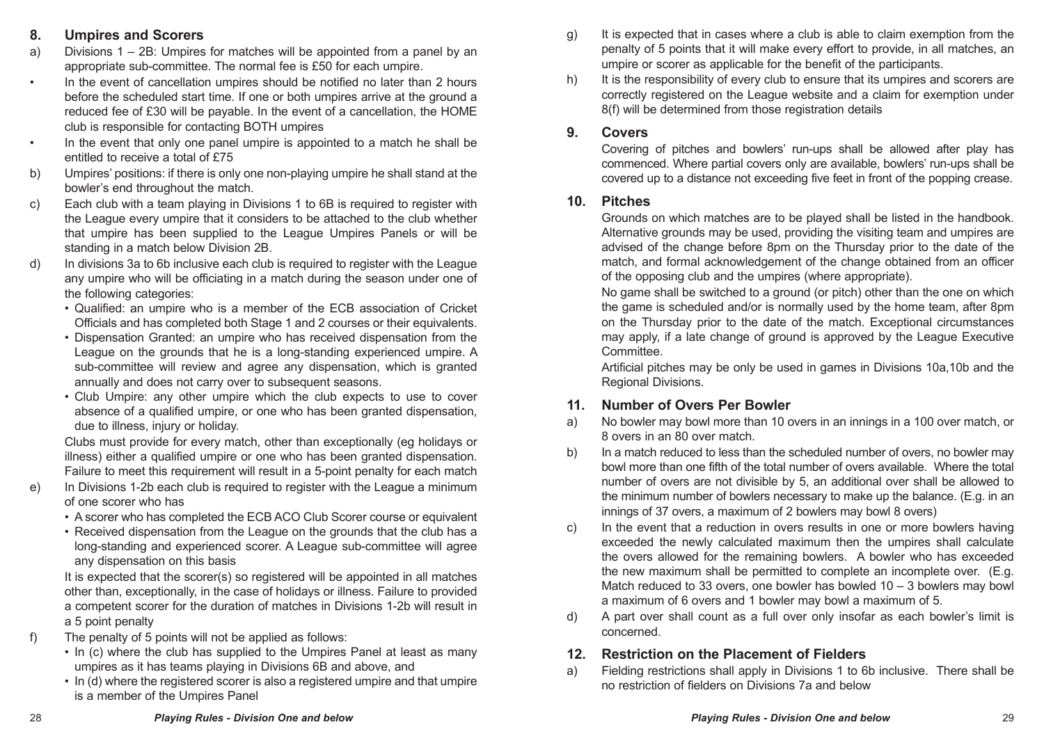## 8. Umpires and Scorers

a) Divisions 1 – 2B: Umpires for matches will be appointed from a panel by an appropriate sub-committee. The normal fee is £50 for each umpire.

- In the event of cancellation umpires should be notified no later than 2 hours before the scheduled start time. If one or both umpires arrive at the ground a reduced fee of £30 will be payable. In the event of a cancellation, the HOME club is responsible for contacting BOTH umpires
- In the event that only one panel umpire is appointed to a match he shall be entitled to receive a total of £75

b) Umpires' positions: if there is only one non-playing umpire he shall stand at the bowler's end throughout the match.

c) Each club with a team playing in Divisions 1 to 6B is required to register with the League every umpire that it considers to be attached to the club whether that umpire has been supplied to the League Umpires Panels or will be standing in a match below Division 2B.

d) In divisions 3a to 6b inclusive each club is required to register with the League any umpire who will be officiating in a match during the season under one of the following categories:

- Qualified: an umpire who is a member of the ECB association of Cricket Officials and has completed both Stage 1 and 2 courses or their equivalents.
- Dispensation Granted: an umpire who has received dispensation from the League on the grounds that he is a long-standing experienced umpire. A sub-committee will review and agree any dispensation, which is granted annually and does not carry over to subsequent seasons.
- Club Umpire: any other umpire which the club expects to use to cover absence of a qualified umpire, or one who has been granted dispensation, due to illness, injury or holiday.

Clubs must provide for every match, other than exceptionally (eg holidays or illness) either a qualified umpire or one who has been granted dispensation. Failure to meet this requirement will result in a 5-point penalty for each match

e) In Divisions 1-2b each club is required to register with the League a minimum of one scorer who has

- A scorer who has completed the ECB ACO Club Scorer course or equivalent
- Received dispensation from the League on the grounds that the club has a long-standing and experienced scorer. A League sub-committee will agree any dispensation on this basis

It is expected that the scorer(s) so registered will be appointed in all matches other than, exceptionally, in the case of holidays or illness. Failure to provided a competent scorer for the duration of matches in Divisions 1-2b will result in a 5 point penalty

f) The penalty of 5 points will not be applied as follows:

- In (c) where the club has supplied to the Umpires Panel at least as many umpires as it has teams playing in Divisions 6B and above, and
- In (d) where the registered scorer is also a registered umpire and that umpire is a member of the Umpires Panel

g) It is expected that in cases where a club is able to claim exemption from the penalty of 5 points that it will make every effort to provide, in all matches, an umpire or scorer as applicable for the benefit of the participants.

h) It is the responsibility of every club to ensure that its umpires and scorers are correctly registered on the League website and a claim for exemption under 8(f) will be determined from those registration details

## 9. Covers

Covering of pitches and bowlers' run-ups shall be allowed after play has commenced. Where partial covers only are available, bowlers' run-ups shall be covered up to a distance not exceeding five feet in front of the popping crease.

## 10. Pitches

Grounds on which matches are to be played shall be listed in the handbook. Alternative grounds may be used, providing the visiting team and umpires are advised of the change before 8pm on the Thursday prior to the date of the match, and formal acknowledgement of the change obtained from an officer of the opposing club and the umpires (where appropriate).

No game shall be switched to a ground (or pitch) other than the one on which the game is scheduled and/or is normally used by the home team, after 8pm on the Thursday prior to the date of the match. Exceptional circumstances may apply, if a late change of ground is approved by the League Executive Committee.

Artificial pitches may be only be used in games in Divisions 10a,10b and the Regional Divisions.

## 11. Number of Overs Per Bowler

a) No bowler may bowl more than 10 overs in an innings in a 100 over match, or 8 overs in an 80 over match.

b) In a match reduced to less than the scheduled number of overs, no bowler may bowl more than one fifth of the total number of overs available. Where the total number of overs are not divisible by 5, an additional over shall be allowed to the minimum number of bowlers necessary to make up the balance. (E.g. in an innings of 37 overs, a maximum of 2 bowlers may bowl 8 overs)

c) In the event that a reduction in overs results in one or more bowlers having exceeded the newly calculated maximum then the umpires shall calculate the overs allowed for the remaining bowlers. A bowler who has exceeded the new maximum shall be permitted to complete an incomplete over. (E.g. Match reduced to 33 overs, one bowler has bowled 10 – 3 bowlers may bowl a maximum of 6 overs and 1 bowler may bowl a maximum of 5.

d) A part over shall count as a full over only insofar as each bowler's limit is concerned.

## 12. Restriction on the Placement of Fielders

a) Fielding restrictions shall apply in Divisions 1 to 6b inclusive. There shall be no restriction of fielders on Divisions 7a and below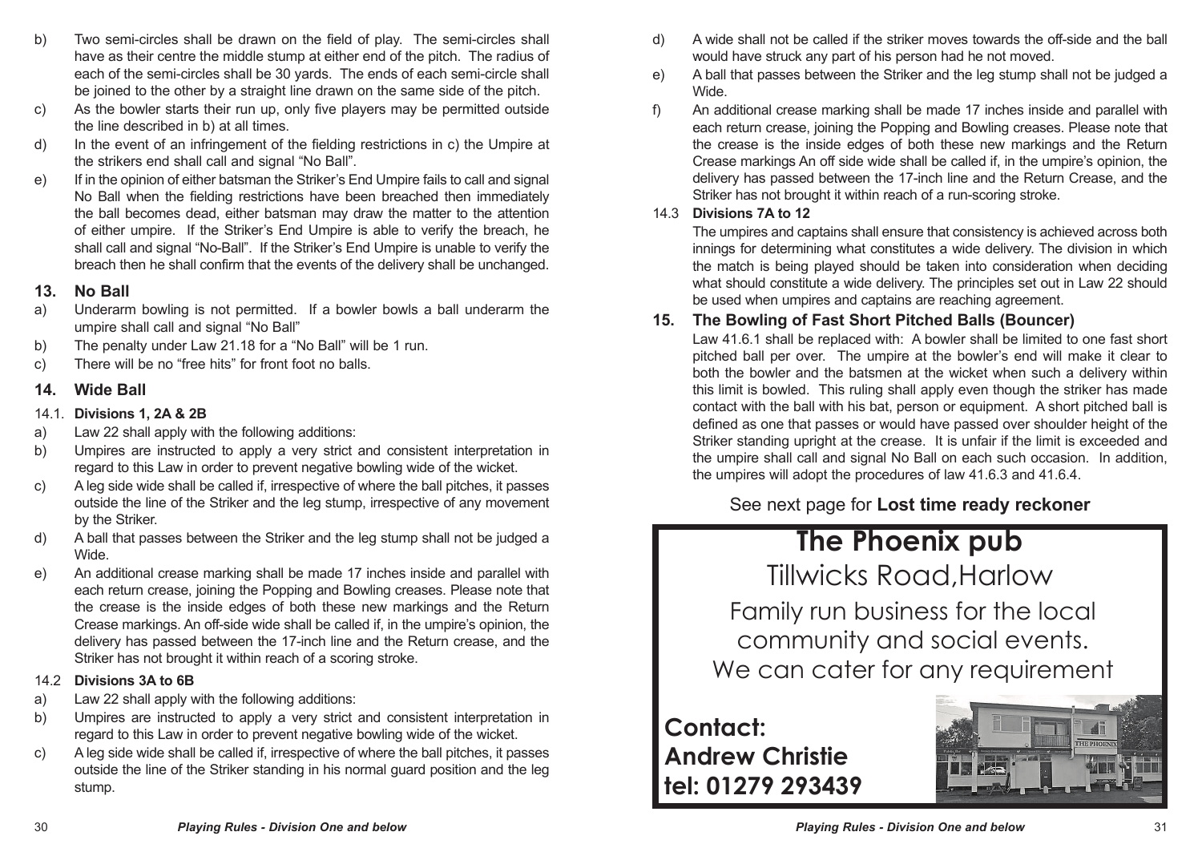b) Two semi-circles shall be drawn on the field of play. The semi-circles shall have as their centre the middle stump at either end of the pitch. The radius of each of the semi-circles shall be 30 yards. The ends of each semi-circle shall be joined to the other by a straight line drawn on the same side of the pitch.

c) As the bowler starts their run up, only five players may be permitted outside the line described in b) at all times.

d) In the event of an infringement of the fielding restrictions in c) the Umpire at the strikers end shall call and signal "No Ball".

e) If in the opinion of either batsman the Striker's End Umpire fails to call and signal No Ball when the fielding restrictions have been breached then immediately the ball becomes dead, either batsman may draw the matter to the attention of either umpire. If the Striker's End Umpire is able to verify the breach, he shall call and signal "No-Ball". If the Striker's End Umpire is unable to verify the breach then he shall confirm that the events of the delivery shall be unchanged.

## 13. No Ball

a) Underarm bowling is not permitted. If a bowler bowls a ball underarm the umpire shall call and signal "No Ball"

b) The penalty under Law 21.18 for a "No Ball" will be 1 run.

c) There will be no "free hits" for front foot no balls.

## 14. Wide Ball

### 14.1. Divisions 1, 2A & 2B

a) Law 22 shall apply with the following additions:

b) Umpires are instructed to apply a very strict and consistent interpretation in regard to this Law in order to prevent negative bowling wide of the wicket.

c) A leg side wide shall be called if, irrespective of where the ball pitches, it passes outside the line of the Striker and the leg stump, irrespective of any movement by the Striker.

d) A ball that passes between the Striker and the leg stump shall not be judged a Wide.

e) An additional crease marking shall be made 17 inches inside and parallel with each return crease, joining the Popping and Bowling creases. Please note that the crease is the inside edges of both these new markings and the Return Crease markings. An off-side wide shall be called if, in the umpire's opinion, the delivery has passed between the 17-inch line and the Return crease, and the Striker has not brought it within reach of a scoring stroke.

### 14.2 Divisions 3A to 6B

a) Law 22 shall apply with the following additions:

b) Umpires are instructed to apply a very strict and consistent interpretation in regard to this Law in order to prevent negative bowling wide of the wicket.

c) A leg side wide shall be called if, irrespective of where the ball pitches, it passes outside the line of the Striker standing in his normal guard position and the leg stump.

d) A wide shall not be called if the striker moves towards the off-side and the ball would have struck any part of his person had he not moved.

e) A ball that passes between the Striker and the leg stump shall not be judged a Wide.

f) An additional crease marking shall be made 17 inches inside and parallel with each return crease, joining the Popping and Bowling creases. Please note that the crease is the inside edges of both these new markings and the Return Crease markings An off side wide shall be called if, in the umpire's opinion, the delivery has passed between the 17-inch line and the Return Crease, and the Striker has not brought it within reach of a run-scoring stroke.

### 14.3 Divisions 7A to 12

The umpires and captains shall ensure that consistency is achieved across both innings for determining what constitutes a wide delivery. The division in which the match is being played should be taken into consideration when deciding what should constitute a wide delivery. The principles set out in Law 22 should be used when umpires and captains are reaching agreement.

## 15. The Bowling of Fast Short Pitched Balls (Bouncer)

Law 41.6.1 shall be replaced with: A bowler shall be limited to one fast short pitched ball per over. The umpire at the bowler's end will make it clear to both the bowler and the batsmen at the wicket when such a delivery within this limit is bowled. This ruling shall apply even though the striker has made contact with the ball with his bat, person or equipment. A short pitched ball is defined as one that passes or would have passed over shoulder height of the Striker standing upright at the crease. It is unfair if the limit is exceeded and the umpire shall call and signal No Ball on each such occasion. In addition, the umpires will adopt the procedures of law 41.6.3 and 41.6.4.

See next page for **Lost time ready reckoner**

**The Phoenix pub**

Tillwicks Road,Harlow

Family run business for the local community and social events. We can cater for any requirement

**Contact:**
**Andrew Christie**
**tel: 01279 293439**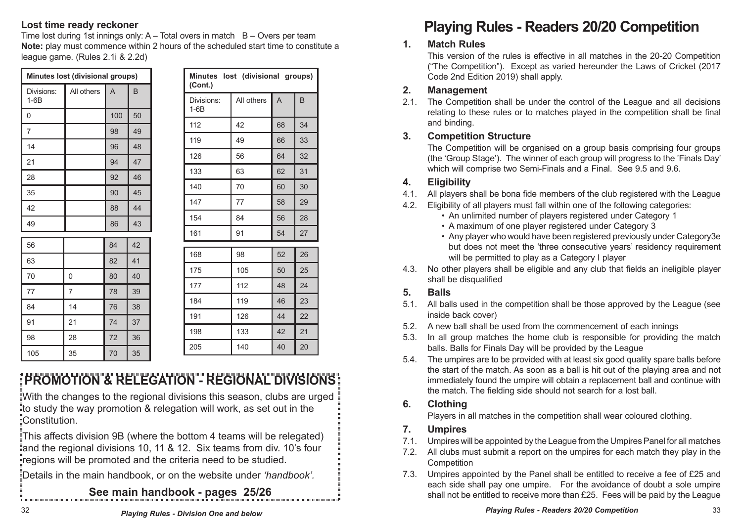## Lost time ready reckoner

Time lost during 1st innings only: A – Total overs in match B – Overs per team

**Note:** play must commence within 2 hours of the scheduled start time to constitute a league game. (Rules 2.1i & 2.2d)

| Minutes lost (divisional groups) | | | |
|---|---|---|---|
| Divisions: 1-6B | All others | A | B |
| 0 | | 100 | 50 |
| 7 | | 98 | 49 |
| 14 | | 96 | 48 |
| 21 | | 94 | 47 |
| 28 | | 92 | 46 |
| 35 | | 90 | 45 |
| 42 | | 88 | 44 |
| 49 | | 86 | 43 |
| 56 | | 84 | 42 |
| 63 | | 82 | 41 |
| 70 | 0 | 80 | 40 |
| 77 | 7 | 78 | 39 |
| 84 | 14 | 76 | 38 |
| 91 | 21 | 74 | 37 |
| 98 | 28 | 72 | 36 |
| 105 | 35 | 70 | 35 |

| Minutes lost (divisional groups) (Cont.) | | | |
|---|---|---|---|
| Divisions: 1-6B | All others | A | B |
| 112 | 42 | 68 | 34 |
| 119 | 49 | 66 | 33 |
| 126 | 56 | 64 | 32 |
| 133 | 63 | 62 | 31 |
| 140 | 70 | 60 | 30 |
| 147 | 77 | 58 | 29 |
| 154 | 84 | 56 | 28 |
| 161 | 91 | 54 | 27 |
| 168 | 98 | 52 | 26 |
| 175 | 105 | 50 | 25 |
| 177 | 112 | 48 | 24 |
| 184 | 119 | 46 | 23 |
| 191 | 126 | 44 | 22 |
| 198 | 133 | 42 | 21 |
| 205 | 140 | 40 | 20 |

## PROMOTION & RELEGATION - REGIONAL DIVISIONS

With the changes to the regional divisions this season, clubs are urged to study the way promotion & relegation will work, as set out in the Constitution.

This affects division 9B (where the bottom 4 teams will be relegated) and the regional divisions 10, 11 & 12. Six teams from div. 10's four regions will be promoted and the criteria need to be studied.

Details in the main handbook, or on the website under *'handbook'.*

**See main handbook - pages 25/26**

# Playing Rules - Readers 20/20 Competition

### 1. Match Rules

This version of the rules is effective in all matches in the 20-20 Competition ("The Competition"). Except as varied hereunder the Laws of Cricket (2017 Code 2nd Edition 2019) shall apply.

### 2. Management

2.1. The Competition shall be under the control of the League and all decisions relating to these rules or to matches played in the competition shall be final and binding.

### 3. Competition Structure

The Competition will be organised on a group basis comprising four groups (the 'Group Stage'). The winner of each group will progress to the 'Finals Day' which will comprise two Semi-Finals and a Final. See 9.5 and 9.6.

### 4. Eligibility

4.1. All players shall be bona fide members of the club registered with the League

4.2. Eligibility of all players must fall within one of the following categories:

- An unlimited number of players registered under Category 1
- A maximum of one player registered under Category 3
- Any player who would have been registered previously under Category3e but does not meet the 'three consecutive years' residency requirement will be permitted to play as a Category I player

4.3. No other players shall be eligible and any club that fields an ineligible player shall be disqualified

### 5. Balls

5.1. All balls used in the competition shall be those approved by the League (see inside back cover)

5.2. A new ball shall be used from the commencement of each innings

5.3. In all group matches the home club is responsible for providing the match balls. Balls for Finals Day will be provided by the League

5.4. The umpires are to be provided with at least six good quality spare balls before the start of the match. As soon as a ball is hit out of the playing area and not immediately found the umpire will obtain a replacement ball and continue with the match. The fielding side should not search for a lost ball.

### 6. Clothing

Players in all matches in the competition shall wear coloured clothing.

### 7. Umpires

7.1. Umpires will be appointed by the League from the Umpires Panel for all matches

7.2. All clubs must submit a report on the umpires for each match they play in the Competition

7.3. Umpires appointed by the Panel shall be entitled to receive a fee of £25 and each side shall pay one umpire. For the avoidance of doubt a sole umpire shall not be entitled to receive more than £25. Fees will be paid by the League